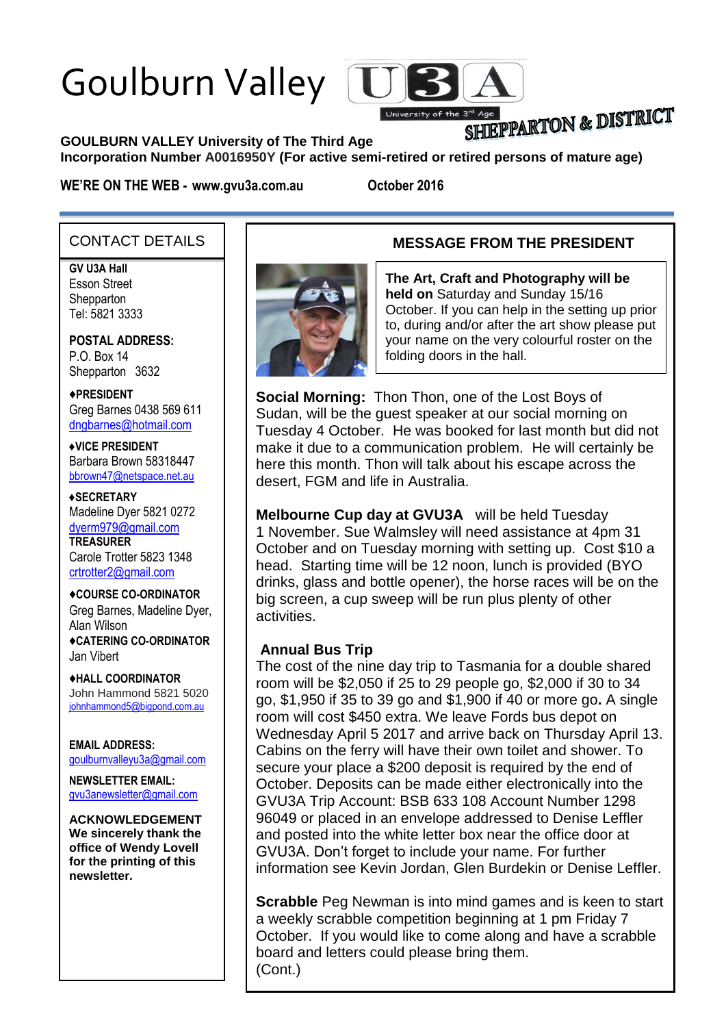# Goulburn Valley U3A

University of the 3rd Age

SHEPPARTON & DISTRICT

**GOULBURN VALLEY University of The Third Age**
**Incorporation Number A0016950Y (For active semi-retired or retired persons of mature age)**

**WE'RE ON THE WEB - www.gvu3a.com.au** **October 2016**

## CONTACT DETAILS

**GV U3A Hall**
Esson Street
Shepparton
Tel: 5821 3333

**POSTAL ADDRESS:**
P.O. Box 14
Shepparton 3632

**♦PRESIDENT**
Greg Barnes 0438 569 611
dngbarnes@hotmail.com

**♦VICE PRESIDENT**
Barbara Brown 58318447
bbrown47@netspace.net.au

**♦SECRETARY**
Madeline Dyer 5821 0272
dyerm979@gmail.com

**TREASURER**
Carole Trotter 5823 1348
crtrotter2@gmail.com

**♦COURSE CO-ORDINATOR**
Greg Barnes, Madeline Dyer, Alan Wilson

**♦CATERING CO-ORDINATOR**
Jan Vibert

**♦HALL COORDINATOR**
John Hammond 5821 5020
johnhammond5@bigpond.com.au

**EMAIL ADDRESS:**
goulburnvalleyu3a@gmail.com

**NEWSLETTER EMAIL:**
gvu3anewsletter@gmail.com

**ACKNOWLEDGEMENT**
**We sincerely thank the office of Wendy Lovell for the printing of this newsletter.**

## MESSAGE FROM THE PRESIDENT

**The Art, Craft and Photography will be held on** Saturday and Sunday 15/16 October. If you can help in the setting up prior to, during and/or after the art show please put your name on the very colourful roster on the folding doors in the hall.

**Social Morning:** Thon Thon, one of the Lost Boys of Sudan, will be the guest speaker at our social morning on Tuesday 4 October. He was booked for last month but did not make it due to a communication problem. He will certainly be here this month. Thon will talk about his escape across the desert, FGM and life in Australia.

**Melbourne Cup day at GVU3A** will be held Tuesday 1 November. Sue Walmsley will need assistance at 4pm 31 October and on Tuesday morning with setting up. Cost $10 a head. Starting time will be 12 noon, lunch is provided (BYO drinks, glass and bottle opener), the horse races will be on the big screen, a cup sweep will be run plus plenty of other activities.

**Annual Bus Trip**
The cost of the nine day trip to Tasmania for a double shared room will be $2,050 if 25 to 29 people go, $2,000 if 30 to 34 go, $1,950 if 35 to 39 go and $1,900 if 40 or more go**.** A single room will cost $450 extra. We leave Fords bus depot on Wednesday April 5 2017 and arrive back on Thursday April 13. Cabins on the ferry will have their own toilet and shower. To secure your place a $200 deposit is required by the end of October. Deposits can be made either electronically into the GVU3A Trip Account: BSB 633 108 Account Number 1298 96049 or placed in an envelope addressed to Denise Leffler and posted into the white letter box near the office door at GVU3A. Don't forget to include your name. For further information see Kevin Jordan, Glen Burdekin or Denise Leffler.

**Scrabble** Peg Newman is into mind games and is keen to start a weekly scrabble competition beginning at 1 pm Friday 7 October. If you would like to come along and have a scrabble board and letters could please bring them.
(Cont.)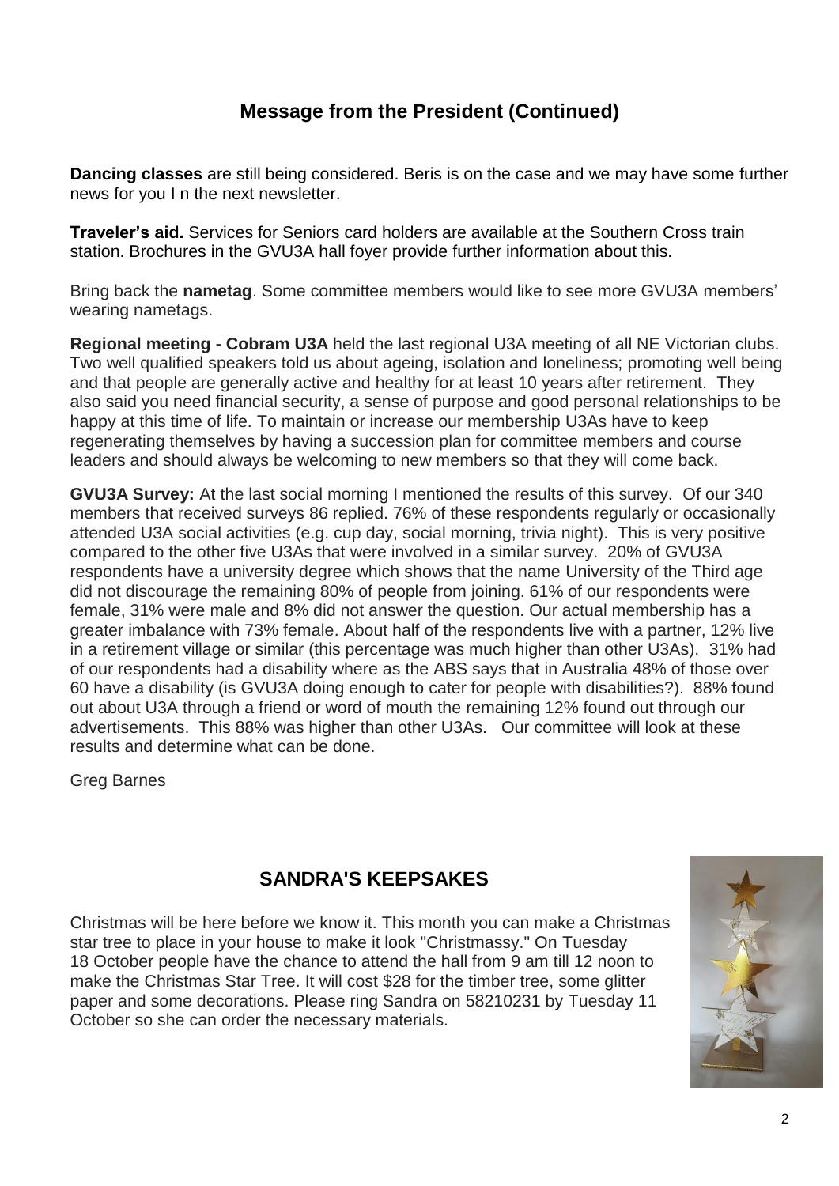## Message from the President (Continued)

**Dancing classes** are still being considered. Beris is on the case and we may have some further news for you I n the next newsletter.

**Traveler's aid.** Services for Seniors card holders are available at the Southern Cross train station. Brochures in the GVU3A hall foyer provide further information about this.

Bring back the **nametag**. Some committee members would like to see more GVU3A members' wearing nametags.

**Regional meeting - Cobram U3A** held the last regional U3A meeting of all NE Victorian clubs. Two well qualified speakers told us about ageing, isolation and loneliness; promoting well being and that people are generally active and healthy for at least 10 years after retirement. They also said you need financial security, a sense of purpose and good personal relationships to be happy at this time of life. To maintain or increase our membership U3As have to keep regenerating themselves by having a succession plan for committee members and course leaders and should always be welcoming to new members so that they will come back.

**GVU3A Survey:** At the last social morning I mentioned the results of this survey. Of our 340 members that received surveys 86 replied. 76% of these respondents regularly or occasionally attended U3A social activities (e.g. cup day, social morning, trivia night). This is very positive compared to the other five U3As that were involved in a similar survey. 20% of GVU3A respondents have a university degree which shows that the name University of the Third age did not discourage the remaining 80% of people from joining. 61% of our respondents were female, 31% were male and 8% did not answer the question. Our actual membership has a greater imbalance with 73% female. About half of the respondents live with a partner, 12% live in a retirement village or similar (this percentage was much higher than other U3As). 31% had of our respondents had a disability where as the ABS says that in Australia 48% of those over 60 have a disability (is GVU3A doing enough to cater for people with disabilities?). 88% found out about U3A through a friend or word of mouth the remaining 12% found out through our advertisements. This 88% was higher than other U3As. Our committee will look at these results and determine what can be done.

Greg Barnes

## SANDRA'S KEEPSAKES

Christmas will be here before we know it. This month you can make a Christmas star tree to place in your house to make it look "Christmassy." On Tuesday 18 October people have the chance to attend the hall from 9 am till 12 noon to make the Christmas Star Tree. It will cost $28 for the timber tree, some glitter paper and some decorations. Please ring Sandra on 58210231 by Tuesday 11 October so she can order the necessary materials.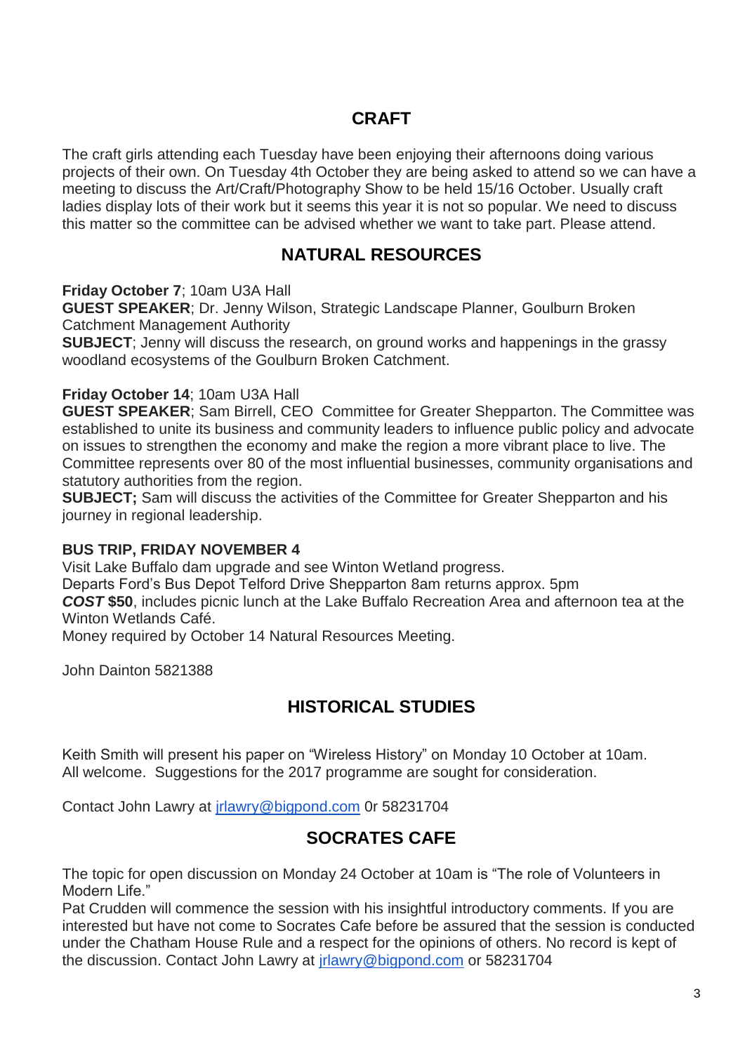## CRAFT

The craft girls attending each Tuesday have been enjoying their afternoons doing various projects of their own. On Tuesday 4th October they are being asked to attend so we can have a meeting to discuss the Art/Craft/Photography Show to be held 15/16 October. Usually craft ladies display lots of their work but it seems this year it is not so popular. We need to discuss this matter so the committee can be advised whether we want to take part. Please attend.

## NATURAL RESOURCES

**Friday October 7**; 10am U3A Hall
**GUEST SPEAKER**; Dr. Jenny Wilson, Strategic Landscape Planner, Goulburn Broken Catchment Management Authority
**SUBJECT**; Jenny will discuss the research, on ground works and happenings in the grassy woodland ecosystems of the Goulburn Broken Catchment.

**Friday October 14**; 10am U3A Hall
**GUEST SPEAKER**; Sam Birrell, CEO Committee for Greater Shepparton. The Committee was established to unite its business and community leaders to influence public policy and advocate on issues to strengthen the economy and make the region a more vibrant place to live. The Committee represents over 80 of the most influential businesses, community organisations and statutory authorities from the region.
**SUBJECT;** Sam will discuss the activities of the Committee for Greater Shepparton and his journey in regional leadership.

**BUS TRIP, FRIDAY NOVEMBER 4**
Visit Lake Buffalo dam upgrade and see Winton Wetland progress.
Departs Ford's Bus Depot Telford Drive Shepparton 8am returns approx. 5pm
***COST*** **$50**, includes picnic lunch at the Lake Buffalo Recreation Area and afternoon tea at the Winton Wetlands Café.
Money required by October 14 Natural Resources Meeting.

John Dainton 5821388

## HISTORICAL STUDIES

Keith Smith will present his paper on "Wireless History" on Monday 10 October at 10am. All welcome. Suggestions for the 2017 programme are sought for consideration.

Contact John Lawry at jrlawry@bigpond.com 0r 58231704

## SOCRATES CAFE

The topic for open discussion on Monday 24 October at 10am is "The role of Volunteers in Modern Life."
Pat Crudden will commence the session with his insightful introductory comments. If you are interested but have not come to Socrates Cafe before be assured that the session is conducted under the Chatham House Rule and a respect for the opinions of others. No record is kept of the discussion. Contact John Lawry at jrlawry@bigpond.com or 58231704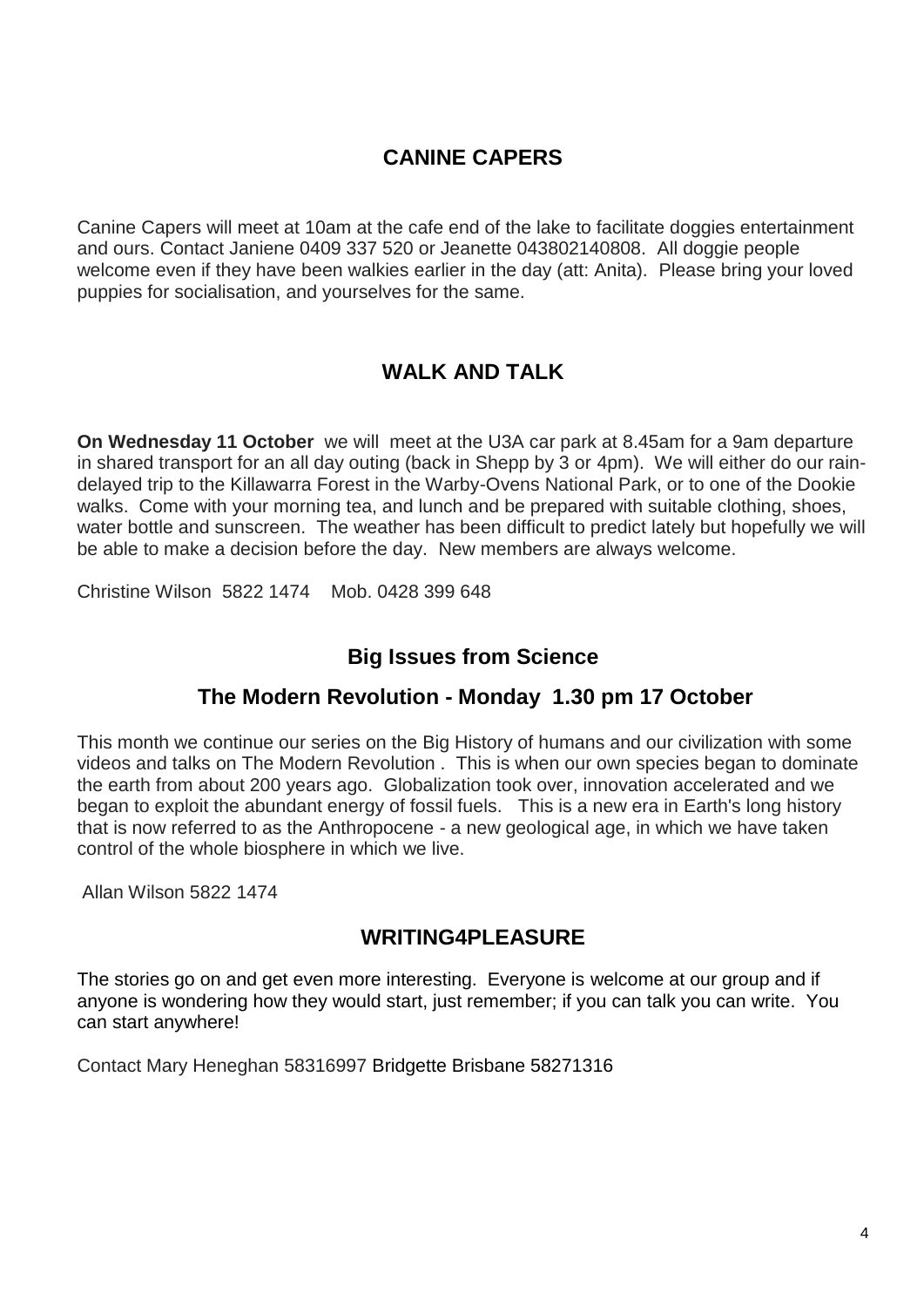## CANINE CAPERS

Canine Capers will meet at 10am at the cafe end of the lake to facilitate doggies entertainment and ours. Contact Janiene 0409 337 520 or Jeanette 043802140808. All doggie people welcome even if they have been walkies earlier in the day (att: Anita). Please bring your loved puppies for socialisation, and yourselves for the same.

## WALK AND TALK

**On Wednesday 11 October** we will meet at the U3A car park at 8.45am for a 9am departure in shared transport for an all day outing (back in Shepp by 3 or 4pm). We will either do our rain-delayed trip to the Killawarra Forest in the Warby-Ovens National Park, or to one of the Dookie walks. Come with your morning tea, and lunch and be prepared with suitable clothing, shoes, water bottle and sunscreen. The weather has been difficult to predict lately but hopefully we will be able to make a decision before the day. New members are always welcome.

Christine Wilson 5822 1474 Mob. 0428 399 648

## Big Issues from Science

### The Modern Revolution - Monday 1.30 pm 17 October

This month we continue our series on the Big History of humans and our civilization with some videos and talks on The Modern Revolution . This is when our own species began to dominate the earth from about 200 years ago. Globalization took over, innovation accelerated and we began to exploit the abundant energy of fossil fuels. This is a new era in Earth's long history that is now referred to as the Anthropocene - a new geological age, in which we have taken control of the whole biosphere in which we live.

Allan Wilson 5822 1474

## WRITING4PLEASURE

The stories go on and get even more interesting. Everyone is welcome at our group and if anyone is wondering how they would start, just remember; if you can talk you can write. You can start anywhere!

Contact Mary Heneghan 58316997 Bridgette Brisbane 58271316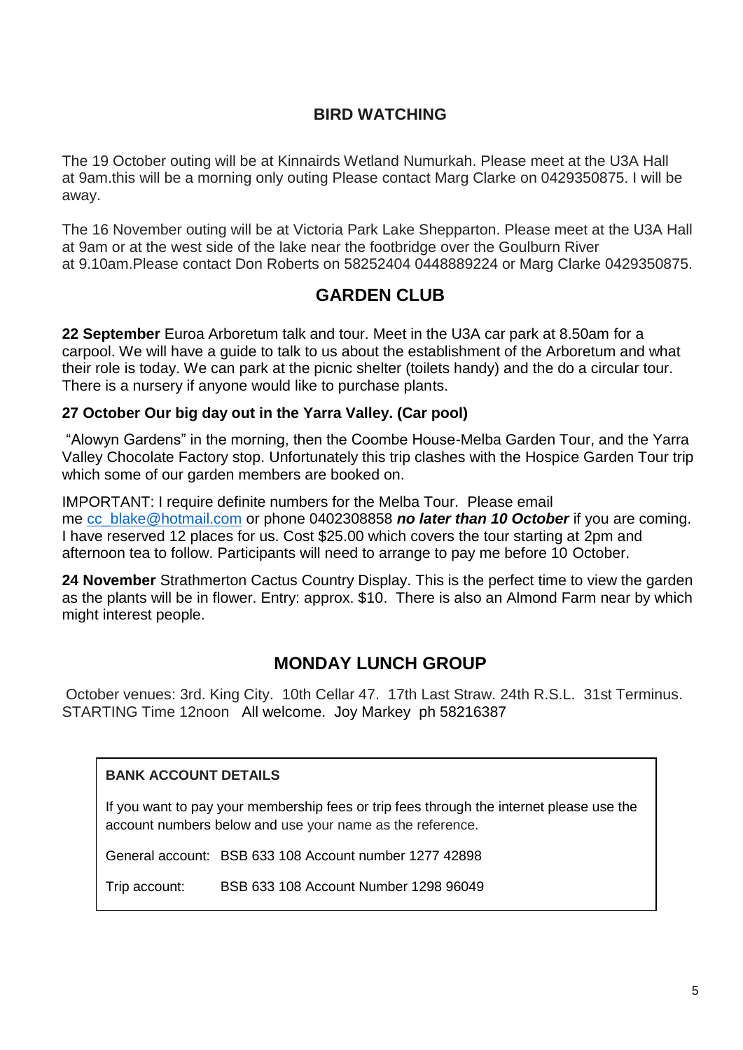## BIRD WATCHING

The 19 October outing will be at Kinnairds Wetland Numurkah. Please meet at the U3A Hall at 9am.this will be a morning only outing Please contact Marg Clarke on 0429350875. I will be away.

The 16 November outing will be at Victoria Park Lake Shepparton. Please meet at the U3A Hall at 9am or at the west side of the lake near the footbridge over the Goulburn River at 9.10am.Please contact Don Roberts on 58252404 0448889224 or Marg Clarke 0429350875.

## GARDEN CLUB

**22 September** Euroa Arboretum talk and tour. Meet in the U3A car park at 8.50am for a carpool. We will have a guide to talk to us about the establishment of the Arboretum and what their role is today. We can park at the picnic shelter (toilets handy) and the do a circular tour. There is a nursery if anyone would like to purchase plants.

**27 October Our big day out in the Yarra Valley. (Car pool)**

"Alowyn Gardens" in the morning, then the Coombe House-Melba Garden Tour, and the Yarra Valley Chocolate Factory stop. Unfortunately this trip clashes with the Hospice Garden Tour trip which some of our garden members are booked on.

IMPORTANT: I require definite numbers for the Melba Tour. Please email me cc_blake@hotmail.com or phone 0402308858 ***no later than 10 October*** if you are coming. I have reserved 12 places for us. Cost $25.00 which covers the tour starting at 2pm and afternoon tea to follow. Participants will need to arrange to pay me before 10 October.

**24 November** Strathmerton Cactus Country Display. This is the perfect time to view the garden as the plants will be in flower. Entry: approx. $10. There is also an Almond Farm near by which might interest people.

## MONDAY LUNCH GROUP

October venues: 3rd. King City. 10th Cellar 47. 17th Last Straw. 24th R.S.L. 31st Terminus. STARTING Time 12noon All welcome. Joy Markey ph 58216387

**BANK ACCOUNT DETAILS**

If you want to pay your membership fees or trip fees through the internet please use the account numbers below and use your name as the reference.

General account: BSB 633 108 Account number 1277 42898

Trip account: BSB 633 108 Account Number 1298 96049